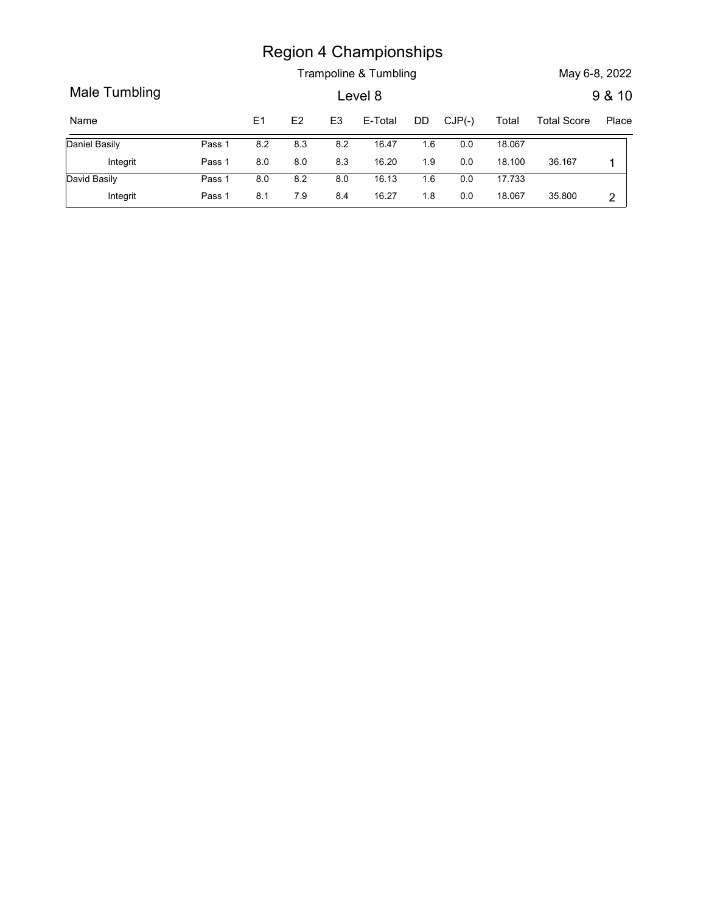# Region 4 Championships

Trampoline & Tumbling

May 6-8, 2022

## Male Tumbling

Level 8

9 & 10

| Name | | E1 | E2 | E3 | E-Total | DD | CJP(-) | Total | Total Score | Place |
|---|---|---|---|---|---|---|---|---|---|---|
| Daniel Basily | Pass 1 | 8.2 | 8.3 | 8.2 | 16.47 | 1.6 | 0.0 | 18.067 | | |
| Integrit | Pass 1 | 8.0 | 8.0 | 8.3 | 16.20 | 1.9 | 0.0 | 18.100 | 36.167 | 1 |
| David Basily | Pass 1 | 8.0 | 8.2 | 8.0 | 16.13 | 1.6 | 0.0 | 17.733 | | |
| Integrit | Pass 1 | 8.1 | 7.9 | 8.4 | 16.27 | 1.8 | 0.0 | 18.067 | 35.800 | 2 |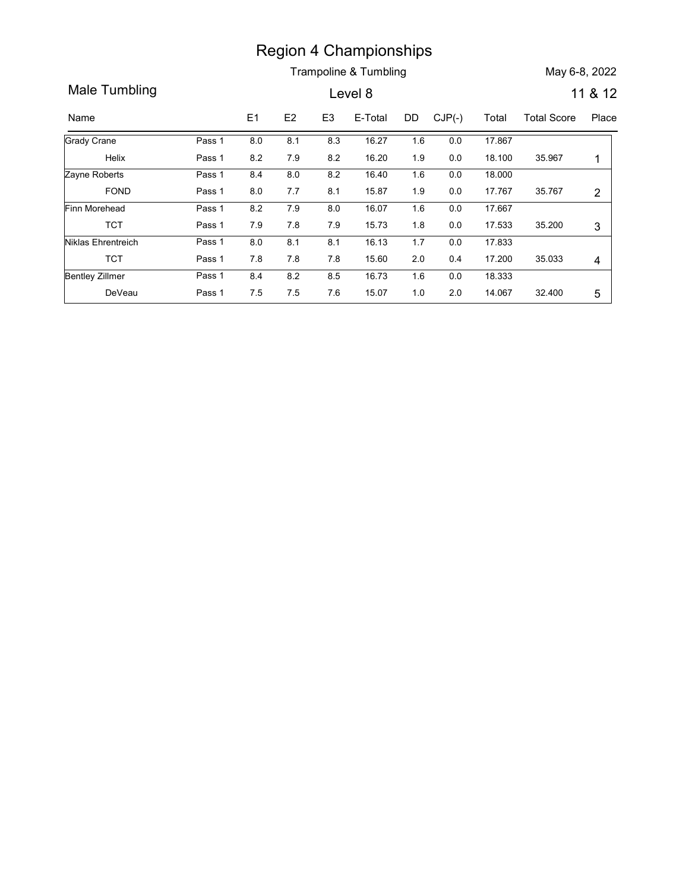# Region 4 Championships

Trampoline & Tumbling

May 6-8, 2022

## Male Tumbling

Level 8

11 & 12

| Name | | E1 | E2 | E3 | E-Total | DD | CJP(-) | Total | Total Score | Place |
|---|---|---|---|---|---|---|---|---|---|---|
| Grady Crane | Pass 1 | 8.0 | 8.1 | 8.3 | 16.27 | 1.6 | 0.0 | 17.867 | | |
| Helix | Pass 1 | 8.2 | 7.9 | 8.2 | 16.20 | 1.9 | 0.0 | 18.100 | 35.967 | 1 |
| Zayne Roberts | Pass 1 | 8.4 | 8.0 | 8.2 | 16.40 | 1.6 | 0.0 | 18.000 | | |
| FOND | Pass 1 | 8.0 | 7.7 | 8.1 | 15.87 | 1.9 | 0.0 | 17.767 | 35.767 | 2 |
| Finn Morehead | Pass 1 | 8.2 | 7.9 | 8.0 | 16.07 | 1.6 | 0.0 | 17.667 | | |
| TCT | Pass 1 | 7.9 | 7.8 | 7.9 | 15.73 | 1.8 | 0.0 | 17.533 | 35.200 | 3 |
| Niklas Ehrentreich | Pass 1 | 8.0 | 8.1 | 8.1 | 16.13 | 1.7 | 0.0 | 17.833 | | |
| TCT | Pass 1 | 7.8 | 7.8 | 7.8 | 15.60 | 2.0 | 0.4 | 17.200 | 35.033 | 4 |
| Bentley Zillmer | Pass 1 | 8.4 | 8.2 | 8.5 | 16.73 | 1.6 | 0.0 | 18.333 | | |
| DeVeau | Pass 1 | 7.5 | 7.5 | 7.6 | 15.07 | 1.0 | 2.0 | 14.067 | 32.400 | 5 |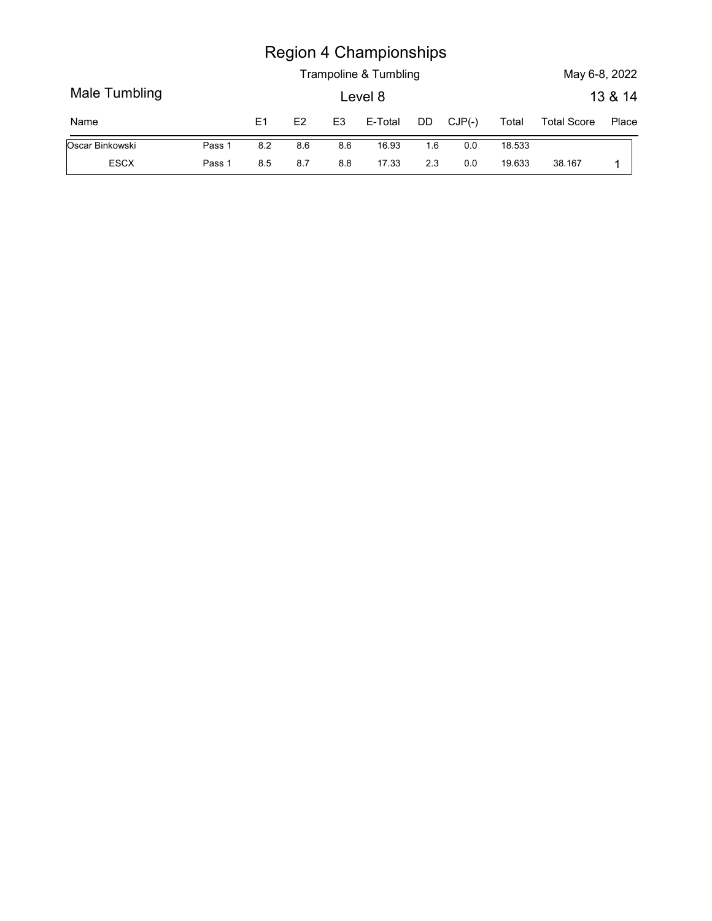# Region 4 Championships

Trampoline & Tumbling

May 6-8, 2022

## Male Tumbling

Level 8

13 & 14

| Name | | E1 | E2 | E3 | E-Total | DD | CJP(-) | Total | Total Score | Place |
|---|---|---|---|---|---|---|---|---|---|---|
| Oscar Binkowski | Pass 1 | 8.2 | 8.6 | 8.6 | 16.93 | 1.6 | 0.0 | 18.533 | | |
| ESCX | Pass 1 | 8.5 | 8.7 | 8.8 | 17.33 | 2.3 | 0.0 | 19.633 | 38.167 | 1 |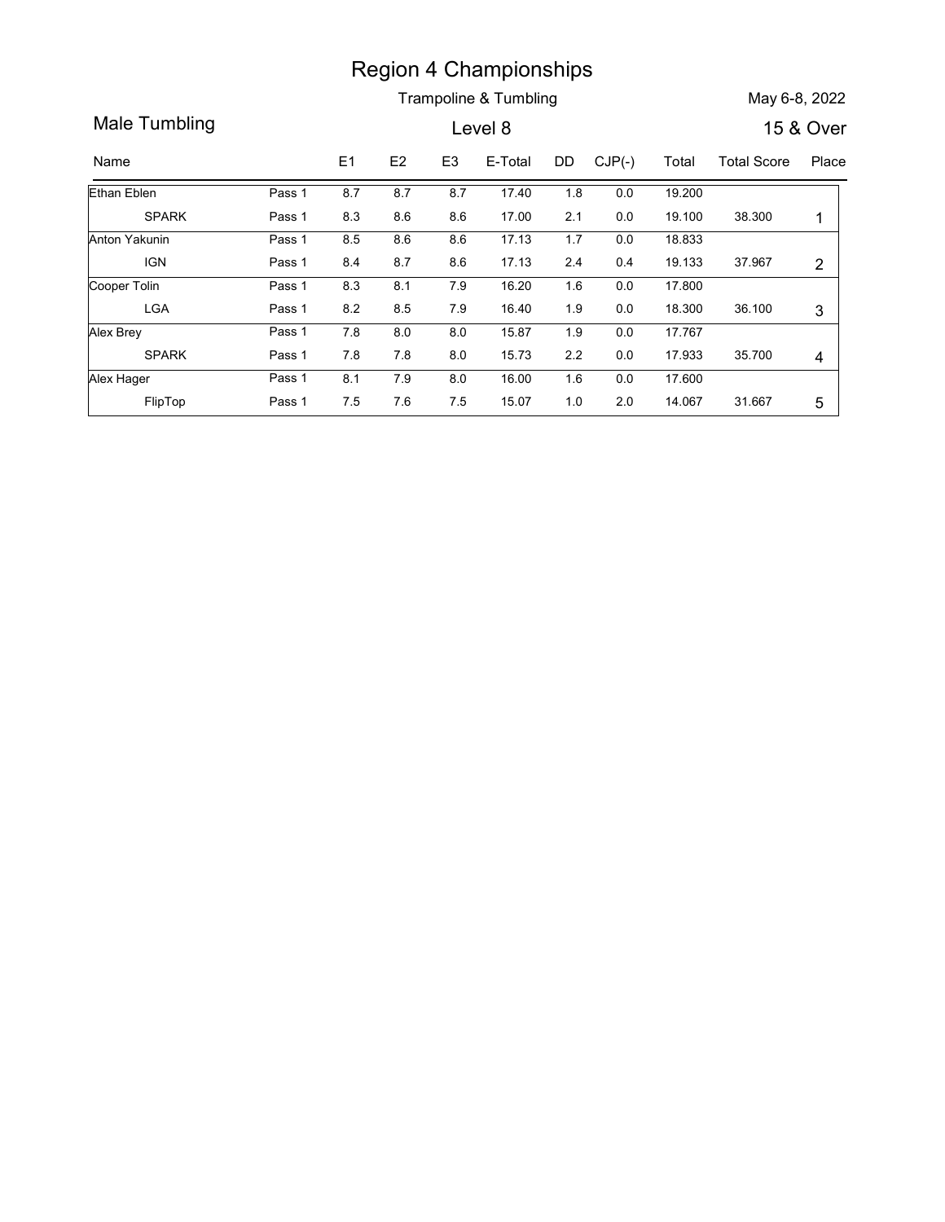# Region 4 Championships

Trampoline & Tumbling

May 6-8, 2022

## Male Tumbling

Level 8

15 & Over

| Name | | E1 | E2 | E3 | E-Total | DD | CJP(-) | Total | Total Score | Place |
|---|---|---|---|---|---|---|---|---|---|---|
| Ethan Eblen | Pass 1 | 8.7 | 8.7 | 8.7 | 17.40 | 1.8 | 0.0 | 19.200 | | |
| SPARK | Pass 1 | 8.3 | 8.6 | 8.6 | 17.00 | 2.1 | 0.0 | 19.100 | 38.300 | 1 |
| Anton Yakunin | Pass 1 | 8.5 | 8.6 | 8.6 | 17.13 | 1.7 | 0.0 | 18.833 | | |
| IGN | Pass 1 | 8.4 | 8.7 | 8.6 | 17.13 | 2.4 | 0.4 | 19.133 | 37.967 | 2 |
| Cooper Tolin | Pass 1 | 8.3 | 8.1 | 7.9 | 16.20 | 1.6 | 0.0 | 17.800 | | |
| LGA | Pass 1 | 8.2 | 8.5 | 7.9 | 16.40 | 1.9 | 0.0 | 18.300 | 36.100 | 3 |
| Alex Brey | Pass 1 | 7.8 | 8.0 | 8.0 | 15.87 | 1.9 | 0.0 | 17.767 | | |
| SPARK | Pass 1 | 7.8 | 7.8 | 8.0 | 15.73 | 2.2 | 0.0 | 17.933 | 35.700 | 4 |
| Alex Hager | Pass 1 | 8.1 | 7.9 | 8.0 | 16.00 | 1.6 | 0.0 | 17.600 | | |
| FlipTop | Pass 1 | 7.5 | 7.6 | 7.5 | 15.07 | 1.0 | 2.0 | 14.067 | 31.667 | 5 |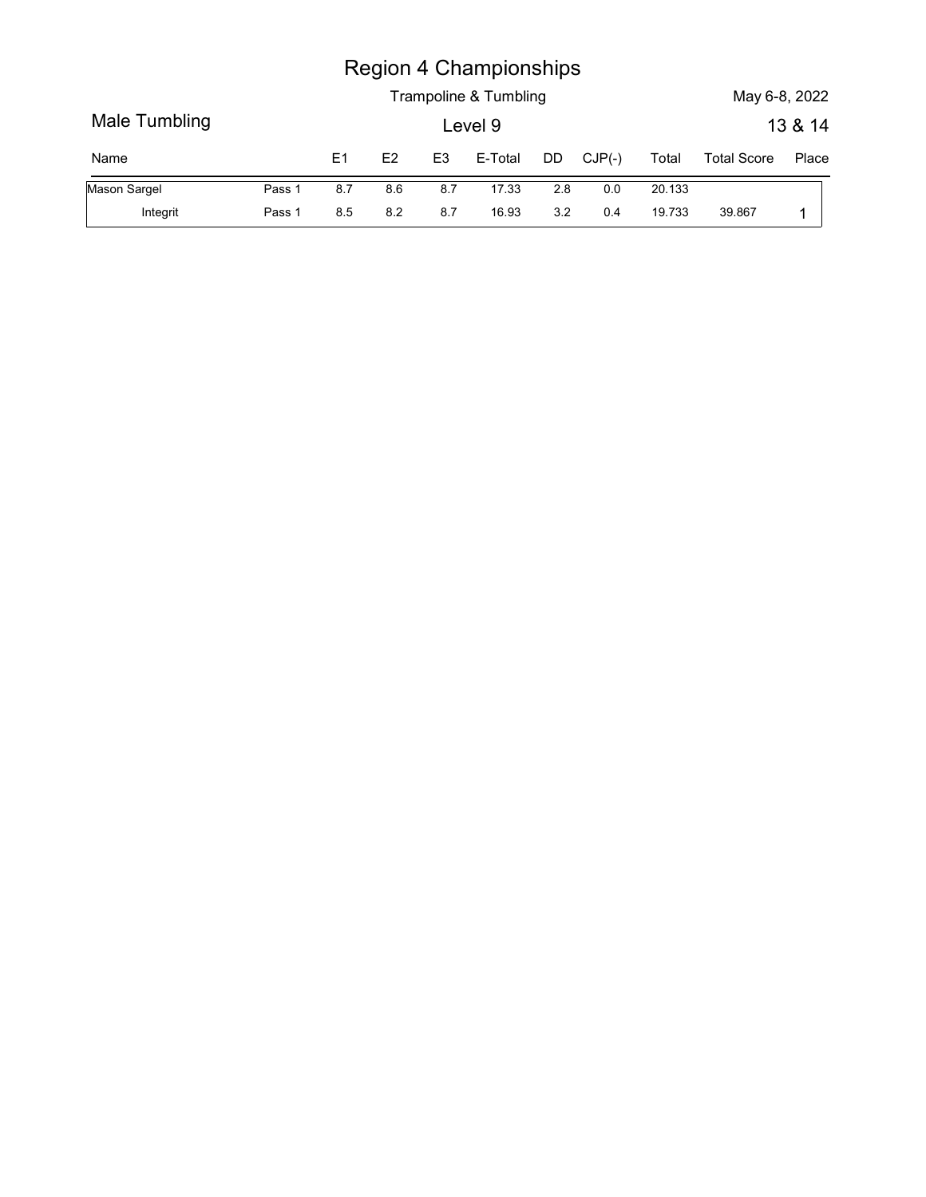# Region 4 Championships

Trampoline & Tumbling

May 6-8, 2022

## Male Tumbling

Level 9

13 & 14

| Name | | E1 | E2 | E3 | E-Total | DD | CJP(-) | Total | Total Score | Place |
|---|---|---|---|---|---|---|---|---|---|---|
| Mason Sargel | Pass 1 | 8.7 | 8.6 | 8.7 | 17.33 | 2.8 | 0.0 | 20.133 | | |
| Integrit | Pass 1 | 8.5 | 8.2 | 8.7 | 16.93 | 3.2 | 0.4 | 19.733 | 39.867 | 1 |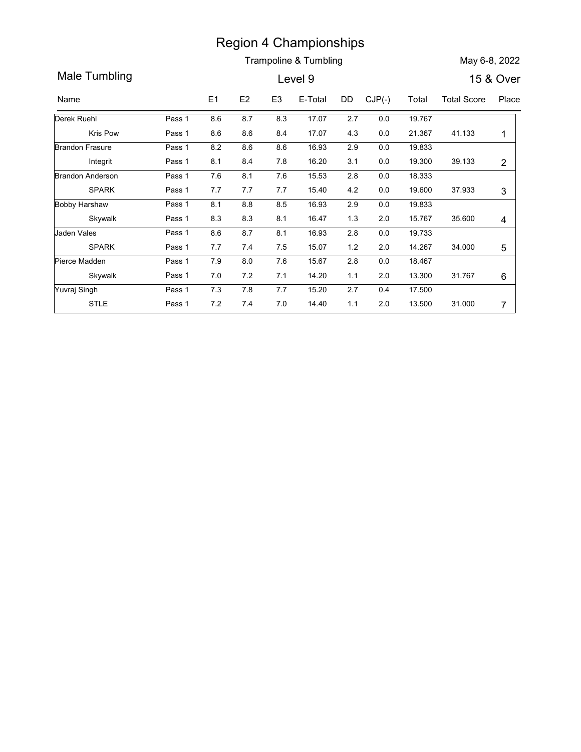# Region 4 Championships

Trampoline & Tumbling

May 6-8, 2022

## Male Tumbling

Level 9

15 & Over

| Name | | E1 | E2 | E3 | E-Total | DD | CJP(-) | Total | Total Score | Place |
|---|---|---|---|---|---|---|---|---|---|---|
| Derek Ruehl | Pass 1 | 8.6 | 8.7 | 8.3 | 17.07 | 2.7 | 0.0 | 19.767 | | |
| Kris Pow | Pass 1 | 8.6 | 8.6 | 8.4 | 17.07 | 4.3 | 0.0 | 21.367 | 41.133 | 1 |
| Brandon Frasure | Pass 1 | 8.2 | 8.6 | 8.6 | 16.93 | 2.9 | 0.0 | 19.833 | | |
| Integrit | Pass 1 | 8.1 | 8.4 | 7.8 | 16.20 | 3.1 | 0.0 | 19.300 | 39.133 | 2 |
| Brandon Anderson | Pass 1 | 7.6 | 8.1 | 7.6 | 15.53 | 2.8 | 0.0 | 18.333 | | |
| SPARK | Pass 1 | 7.7 | 7.7 | 7.7 | 15.40 | 4.2 | 0.0 | 19.600 | 37.933 | 3 |
| Bobby Harshaw | Pass 1 | 8.1 | 8.8 | 8.5 | 16.93 | 2.9 | 0.0 | 19.833 | | |
| Skywalk | Pass 1 | 8.3 | 8.3 | 8.1 | 16.47 | 1.3 | 2.0 | 15.767 | 35.600 | 4 |
| Jaden Vales | Pass 1 | 8.6 | 8.7 | 8.1 | 16.93 | 2.8 | 0.0 | 19.733 | | |
| SPARK | Pass 1 | 7.7 | 7.4 | 7.5 | 15.07 | 1.2 | 2.0 | 14.267 | 34.000 | 5 |
| Pierce Madden | Pass 1 | 7.9 | 8.0 | 7.6 | 15.67 | 2.8 | 0.0 | 18.467 | | |
| Skywalk | Pass 1 | 7.0 | 7.2 | 7.1 | 14.20 | 1.1 | 2.0 | 13.300 | 31.767 | 6 |
| Yuvraj Singh | Pass 1 | 7.3 | 7.8 | 7.7 | 15.20 | 2.7 | 0.4 | 17.500 | | |
| STLE | Pass 1 | 7.2 | 7.4 | 7.0 | 14.40 | 1.1 | 2.0 | 13.500 | 31.000 | 7 |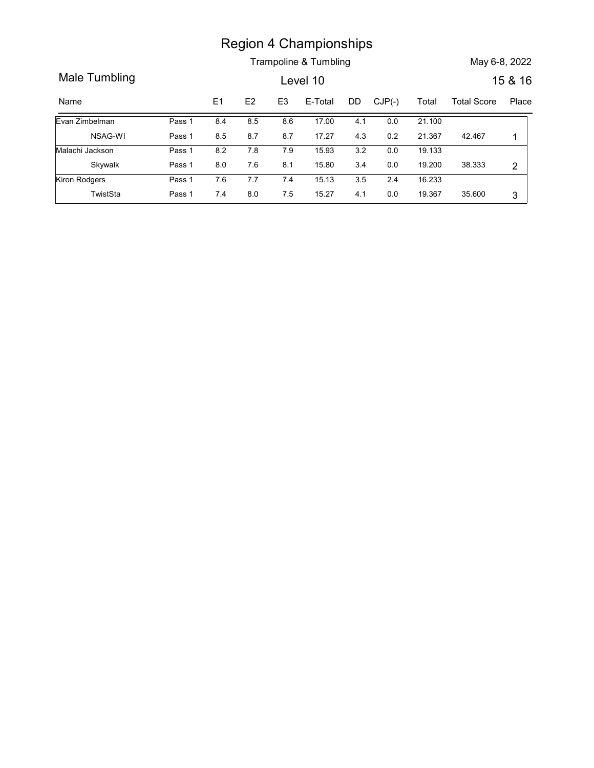# Region 4 Championships

Trampoline & Tumbling

May 6-8, 2022

## Male Tumbling

Level 10

15 & 16

| Name | | E1 | E2 | E3 | E-Total | DD | CJP(-) | Total | Total Score | Place |
|---|---|---|---|---|---|---|---|---|---|---|
| Evan Zimbelman | Pass 1 | 8.4 | 8.5 | 8.6 | 17.00 | 4.1 | 0.0 | 21.100 | | |
| NSAG-WI | Pass 1 | 8.5 | 8.7 | 8.7 | 17.27 | 4.3 | 0.2 | 21.367 | 42.467 | 1 |
| Malachi Jackson | Pass 1 | 8.2 | 7.8 | 7.9 | 15.93 | 3.2 | 0.0 | 19.133 | | |
| Skywalk | Pass 1 | 8.0 | 7.6 | 8.1 | 15.80 | 3.4 | 0.0 | 19.200 | 38.333 | 2 |
| Kiron Rodgers | Pass 1 | 7.6 | 7.7 | 7.4 | 15.13 | 3.5 | 2.4 | 16.233 | | |
| TwistSta | Pass 1 | 7.4 | 8.0 | 7.5 | 15.27 | 4.1 | 0.0 | 19.367 | 35.600 | 3 |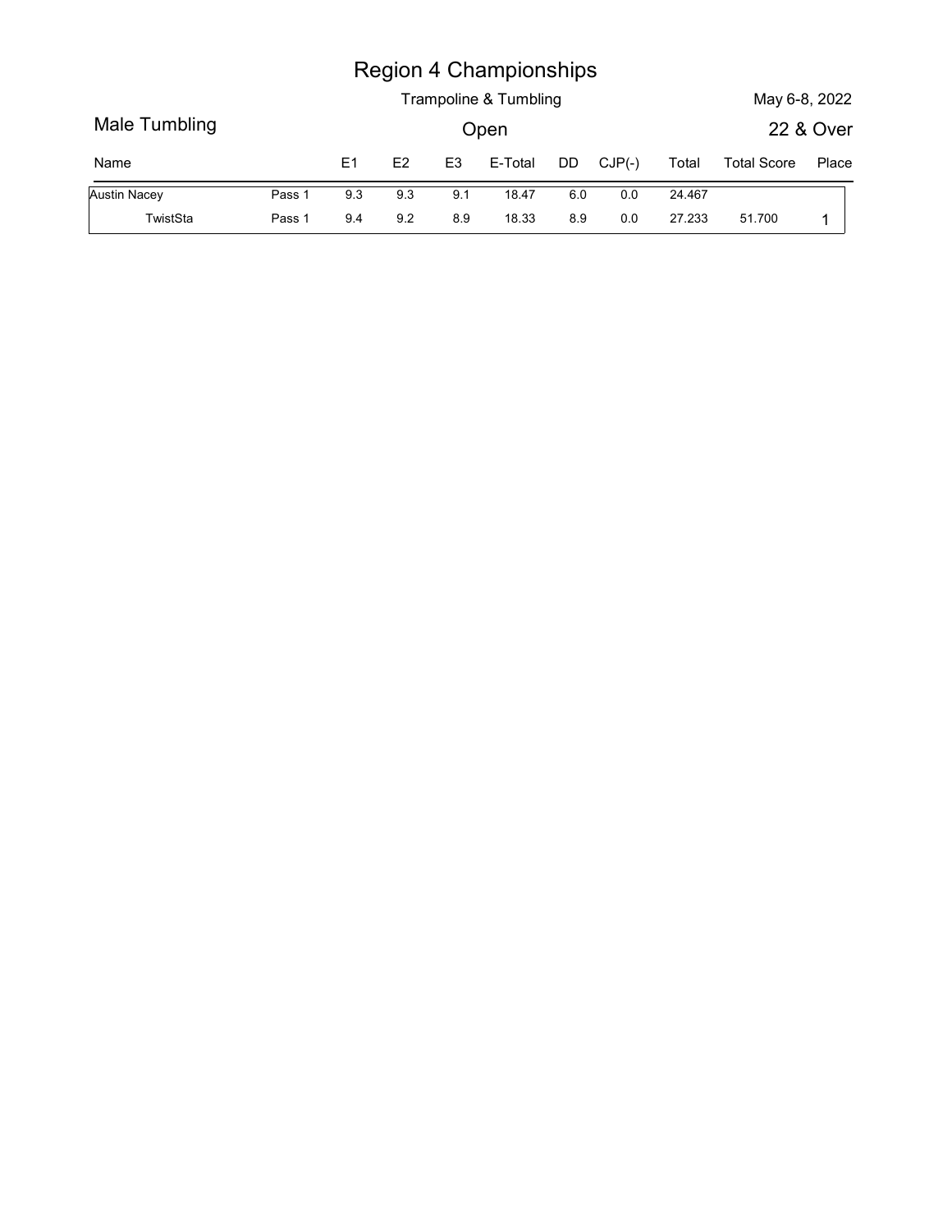# Region 4 Championships

Trampoline & Tumbling

May 6-8, 2022

## Male Tumbling

Open

22 & Over

| Name | | E1 | E2 | E3 | E-Total | DD | CJP(-) | Total | Total Score | Place |
|---|---|---|---|---|---|---|---|---|---|---|
| Austin Nacey | Pass 1 | 9.3 | 9.3 | 9.1 | 18.47 | 6.0 | 0.0 | 24.467 | | |
| TwistSta | Pass 1 | 9.4 | 9.2 | 8.9 | 18.33 | 8.9 | 0.0 | 27.233 | 51.700 | 1 |